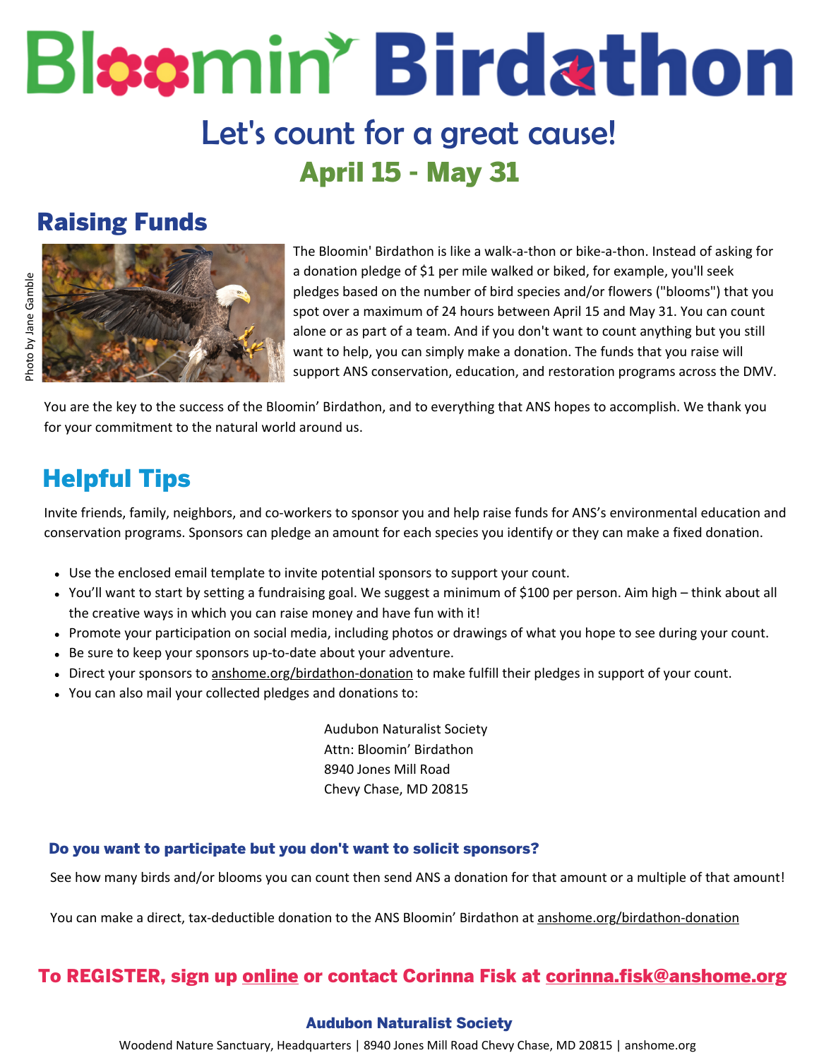# Bloomin' Birdathon

## Let's count for a great cause!

**April 15 - May 31**

## Raising Funds

Photo by Jane Gamble

The Bloomin' Birdathon is like a walk-a-thon or bike-a-thon. Instead of asking for a donation pledge of $1 per mile walked or biked, for example, you'll seek pledges based on the number of bird species and/or flowers ("blooms") that you spot over a maximum of 24 hours between April 15 and May 31. You can count alone or as part of a team. And if you don't want to count anything but you still want to help, you can simply make a donation. The funds that you raise will support ANS conservation, education, and restoration programs across the DMV.

You are the key to the success of the Bloomin' Birdathon, and to everything that ANS hopes to accomplish. We thank you for your commitment to the natural world around us.

## Helpful Tips

Invite friends, family, neighbors, and co-workers to sponsor you and help raise funds for ANS's environmental education and conservation programs. Sponsors can pledge an amount for each species you identify or they can make a fixed donation.

- Use the enclosed email template to invite potential sponsors to support your count.
- You'll want to start by setting a fundraising goal. We suggest a minimum of $100 per person. Aim high – think about all the creative ways in which you can raise money and have fun with it!
- Promote your participation on social media, including photos or drawings of what you hope to see during your count.
- Be sure to keep your sponsors up-to-date about your adventure.
- Direct your sponsors to anshome.org/birdathon-donation to make fulfill their pledges in support of your count.
- You can also mail your collected pledges and donations to:

Audubon Naturalist Society
Attn: Bloomin' Birdathon
8940 Jones Mill Road
Chevy Chase, MD 20815

### Do you want to participate but you don't want to solicit sponsors?

See how many birds and/or blooms you can count then send ANS a donation for that amount or a multiple of that amount!

You can make a direct, tax-deductible donation to the ANS Bloomin' Birdathon at anshome.org/birdathon-donation

**To REGISTER, sign up online or contact Corinna Fisk at corinna.fisk@anshome.org**

**Audubon Naturalist Society**

Woodend Nature Sanctuary, Headquarters | 8940 Jones Mill Road Chevy Chase, MD 20815 | anshome.org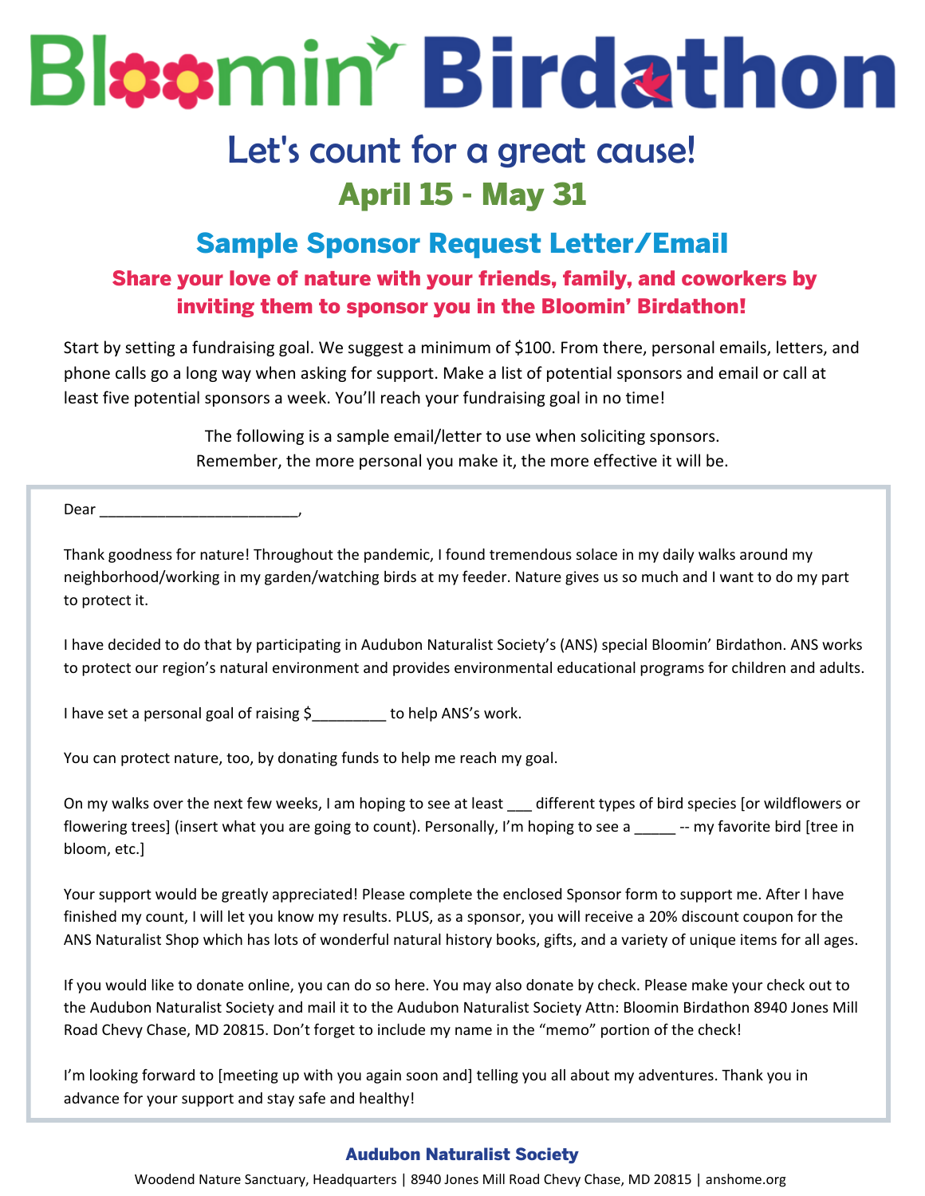# Bloomin' Birdathon

## Let's count for a great cause!

### April 15 - May 31

## Sample Sponsor Request Letter/Email

**Share your love of nature with your friends, family, and coworkers by inviting them to sponsor you in the Bloomin' Birdathon!**

Start by setting a fundraising goal. We suggest a minimum of $100. From there, personal emails, letters, and phone calls go a long way when asking for support. Make a list of potential sponsors and email or call at least five potential sponsors a week. You'll reach your fundraising goal in no time!

The following is a sample email/letter to use when soliciting sponsors.
Remember, the more personal you make it, the more effective it will be.

---

Dear _________________________,

Thank goodness for nature! Throughout the pandemic, I found tremendous solace in my daily walks around my neighborhood/working in my garden/watching birds at my feeder. Nature gives us so much and I want to do my part to protect it.

I have decided to do that by participating in Audubon Naturalist Society's (ANS) special Bloomin' Birdathon. ANS works to protect our region's natural environment and provides environmental educational programs for children and adults.

I have set a personal goal of raising $_________ to help ANS's work.

You can protect nature, too, by donating funds to help me reach my goal.

On my walks over the next few weeks, I am hoping to see at least ___ different types of bird species [or wildflowers or flowering trees] (insert what you are going to count). Personally, I'm hoping to see a _____ -- my favorite bird [tree in bloom, etc.]

Your support would be greatly appreciated! Please complete the enclosed Sponsor form to support me. After I have finished my count, I will let you know my results. PLUS, as a sponsor, you will receive a 20% discount coupon for the ANS Naturalist Shop which has lots of wonderful natural history books, gifts, and a variety of unique items for all ages.

If you would like to donate online, you can do so here. You may also donate by check. Please make your check out to the Audubon Naturalist Society and mail it to the Audubon Naturalist Society Attn: Bloomin Birdathon 8940 Jones Mill Road Chevy Chase, MD 20815. Don't forget to include my name in the "memo" portion of the check!

I'm looking forward to [meeting up with you again soon and] telling you all about my adventures. Thank you in advance for your support and stay safe and healthy!

---

**Audubon Naturalist Society**

Woodend Nature Sanctuary, Headquarters | 8940 Jones Mill Road Chevy Chase, MD 20815 | anshome.org